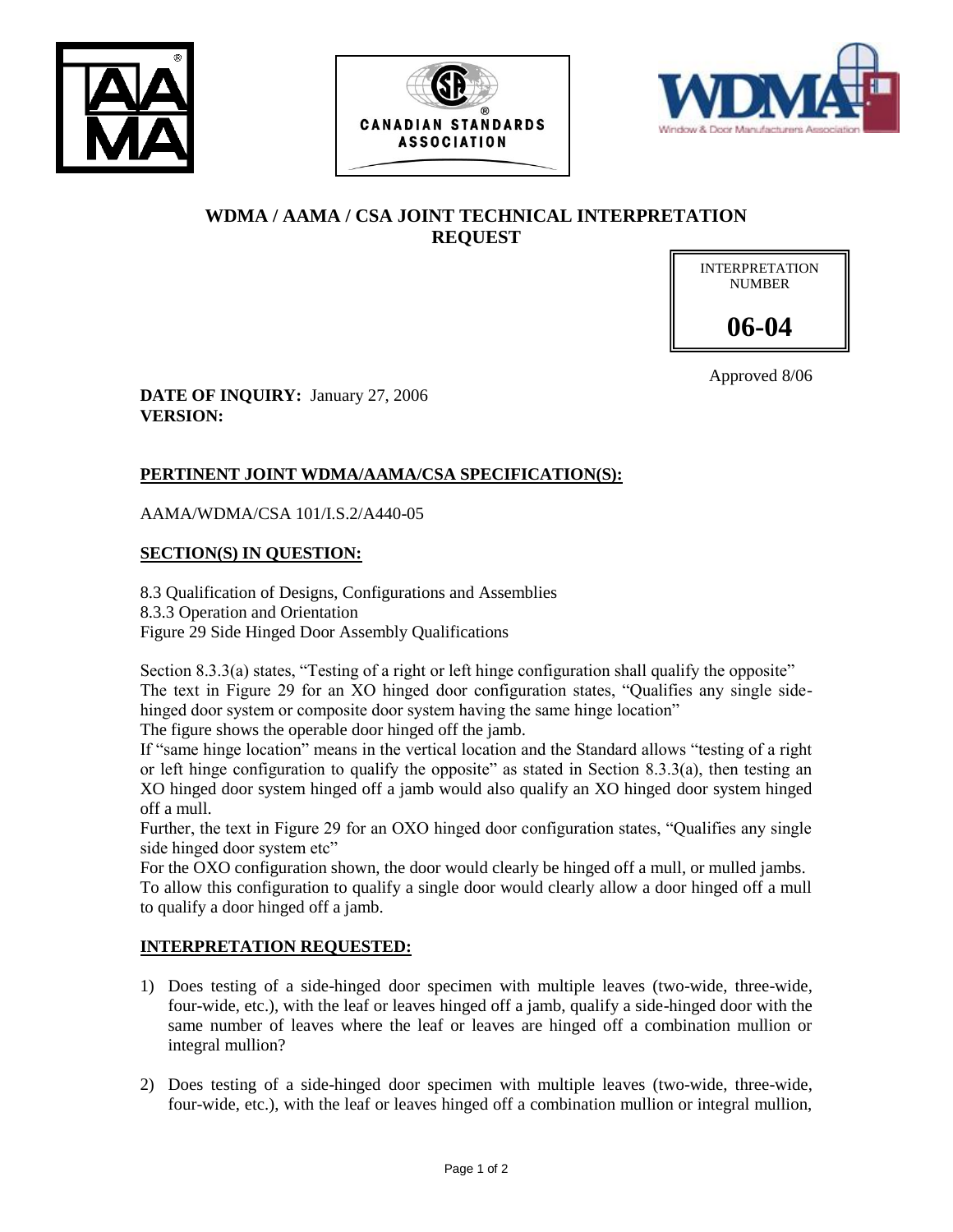## WDMA / AAMA / CSA JOINT TECHNICAL INTERPRETATION REQUEST

INTERPRETATION NUMBER

**06-04**

Approved 8/06

**DATE OF INQUIRY:** January 27, 2006
**VERSION:**

### PERTINENT JOINT WDMA/AAMA/CSA SPECIFICATION(S):

AAMA/WDMA/CSA 101/I.S.2/A440-05

### SECTION(S) IN QUESTION:

8.3 Qualification of Designs, Configurations and Assemblies
8.3.3 Operation and Orientation
Figure 29 Side Hinged Door Assembly Qualifications

Section 8.3.3(a) states, "Testing of a right or left hinge configuration shall qualify the opposite"
The text in Figure 29 for an XO hinged door configuration states, "Qualifies any single side-hinged door system or composite door system having the same hinge location"
The figure shows the operable door hinged off the jamb.
If "same hinge location" means in the vertical location and the Standard allows "testing of a right or left hinge configuration to qualify the opposite" as stated in Section 8.3.3(a), then testing an XO hinged door system hinged off a jamb would also qualify an XO hinged door system hinged off a mull.
Further, the text in Figure 29 for an OXO hinged door configuration states, "Qualifies any single side hinged door system etc"
For the OXO configuration shown, the door would clearly be hinged off a mull, or mulled jambs.
To allow this configuration to qualify a single door would clearly allow a door hinged off a mull to qualify a door hinged off a jamb.

### INTERPRETATION REQUESTED:

1) Does testing of a side-hinged door specimen with multiple leaves (two-wide, three-wide, four-wide, etc.), with the leaf or leaves hinged off a jamb, qualify a side-hinged door with the same number of leaves where the leaf or leaves are hinged off a combination mullion or integral mullion?

2) Does testing of a side-hinged door specimen with multiple leaves (two-wide, three-wide, four-wide, etc.), with the leaf or leaves hinged off a combination mullion or integral mullion,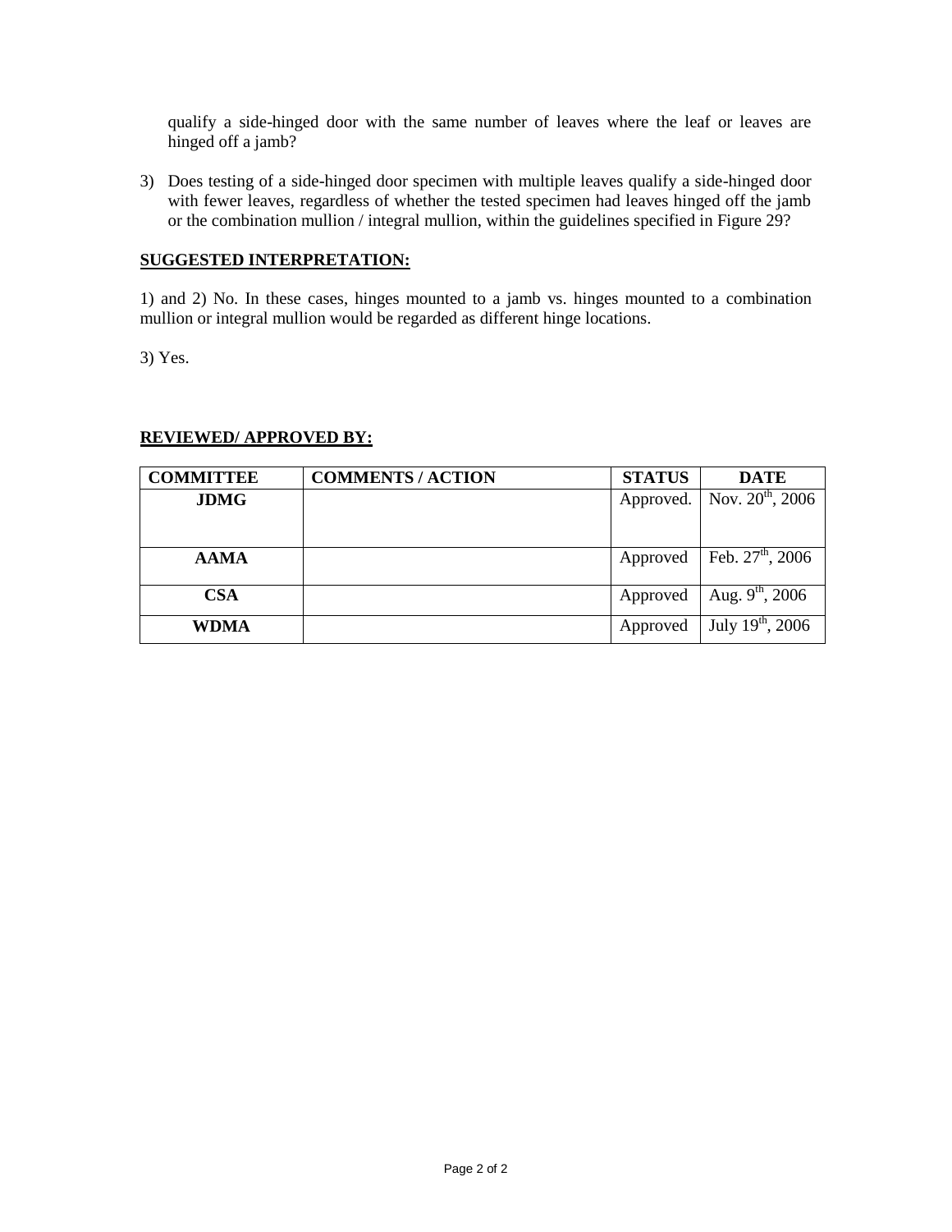qualify a side-hinged door with the same number of leaves where the leaf or leaves are hinged off a jamb?

3) Does testing of a side-hinged door specimen with multiple leaves qualify a side-hinged door with fewer leaves, regardless of whether the tested specimen had leaves hinged off the jamb or the combination mullion / integral mullion, within the guidelines specified in Figure 29?

**SUGGESTED INTERPRETATION:**

1) and 2) No. In these cases, hinges mounted to a jamb vs. hinges mounted to a combination mullion or integral mullion would be regarded as different hinge locations.

3) Yes.

**REVIEWED/ APPROVED BY:**

| COMMITTEE | COMMENTS / ACTION | STATUS | DATE |
|---|---|---|---|
| JDMG | | Approved. | Nov. 20th, 2006 |
| AAMA | | Approved | Feb. 27th, 2006 |
| CSA | | Approved | Aug. 9th, 2006 |
| WDMA | | Approved | July 19th, 2006 |